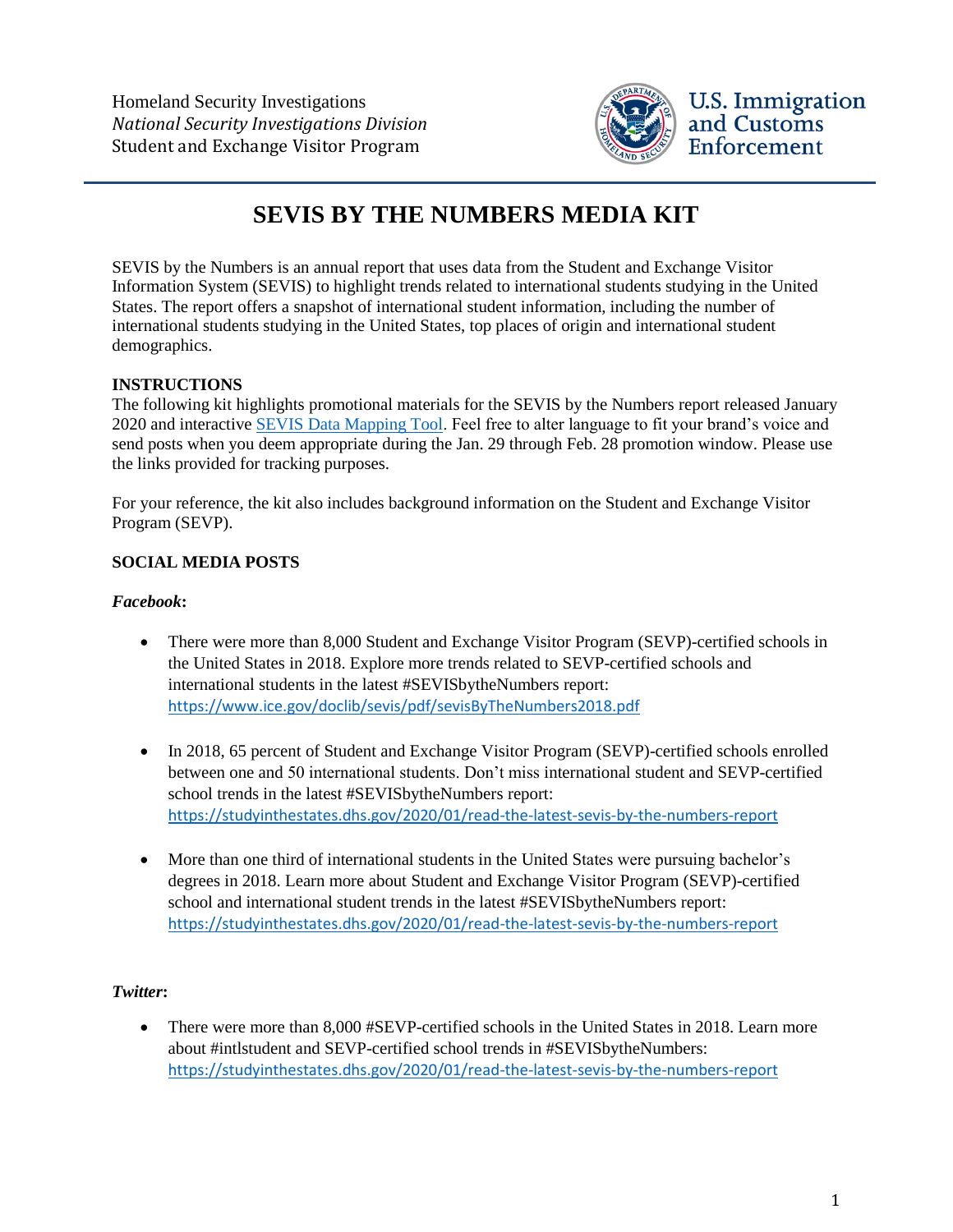Homeland Security Investigations
*National Security Investigations Division*
Student and Exchange Visitor Program

U.S. Immigration and Customs Enforcement

# SEVIS BY THE NUMBERS MEDIA KIT

SEVIS by the Numbers is an annual report that uses data from the Student and Exchange Visitor Information System (SEVIS) to highlight trends related to international students studying in the United States. The report offers a snapshot of international student information, including the number of international students studying in the United States, top places of origin and international student demographics.

**INSTRUCTIONS**
The following kit highlights promotional materials for the SEVIS by the Numbers report released January 2020 and interactive [SEVIS Data Mapping Tool](). Feel free to alter language to fit your brand's voice and send posts when you deem appropriate during the Jan. 29 through Feb. 28 promotion window. Please use the links provided for tracking purposes.

For your reference, the kit also includes background information on the Student and Exchange Visitor Program (SEVP).

**SOCIAL MEDIA POSTS**

***Facebook*:**

- There were more than 8,000 Student and Exchange Visitor Program (SEVP)-certified schools in the United States in 2018. Explore more trends related to SEVP-certified schools and international students in the latest #SEVISbytheNumbers report: https://www.ice.gov/doclib/sevis/pdf/sevisByTheNumbers2018.pdf

- In 2018, 65 percent of Student and Exchange Visitor Program (SEVP)-certified schools enrolled between one and 50 international students. Don't miss international student and SEVP-certified school trends in the latest #SEVISbytheNumbers report: https://studyinthestates.dhs.gov/2020/01/read-the-latest-sevis-by-the-numbers-report

- More than one third of international students in the United States were pursuing bachelor's degrees in 2018. Learn more about Student and Exchange Visitor Program (SEVP)-certified school and international student trends in the latest #SEVISbytheNumbers report: https://studyinthestates.dhs.gov/2020/01/read-the-latest-sevis-by-the-numbers-report

***Twitter*:**

- There were more than 8,000 #SEVP-certified schools in the United States in 2018. Learn more about #intlstudent and SEVP-certified school trends in #SEVISbytheNumbers: https://studyinthestates.dhs.gov/2020/01/read-the-latest-sevis-by-the-numbers-report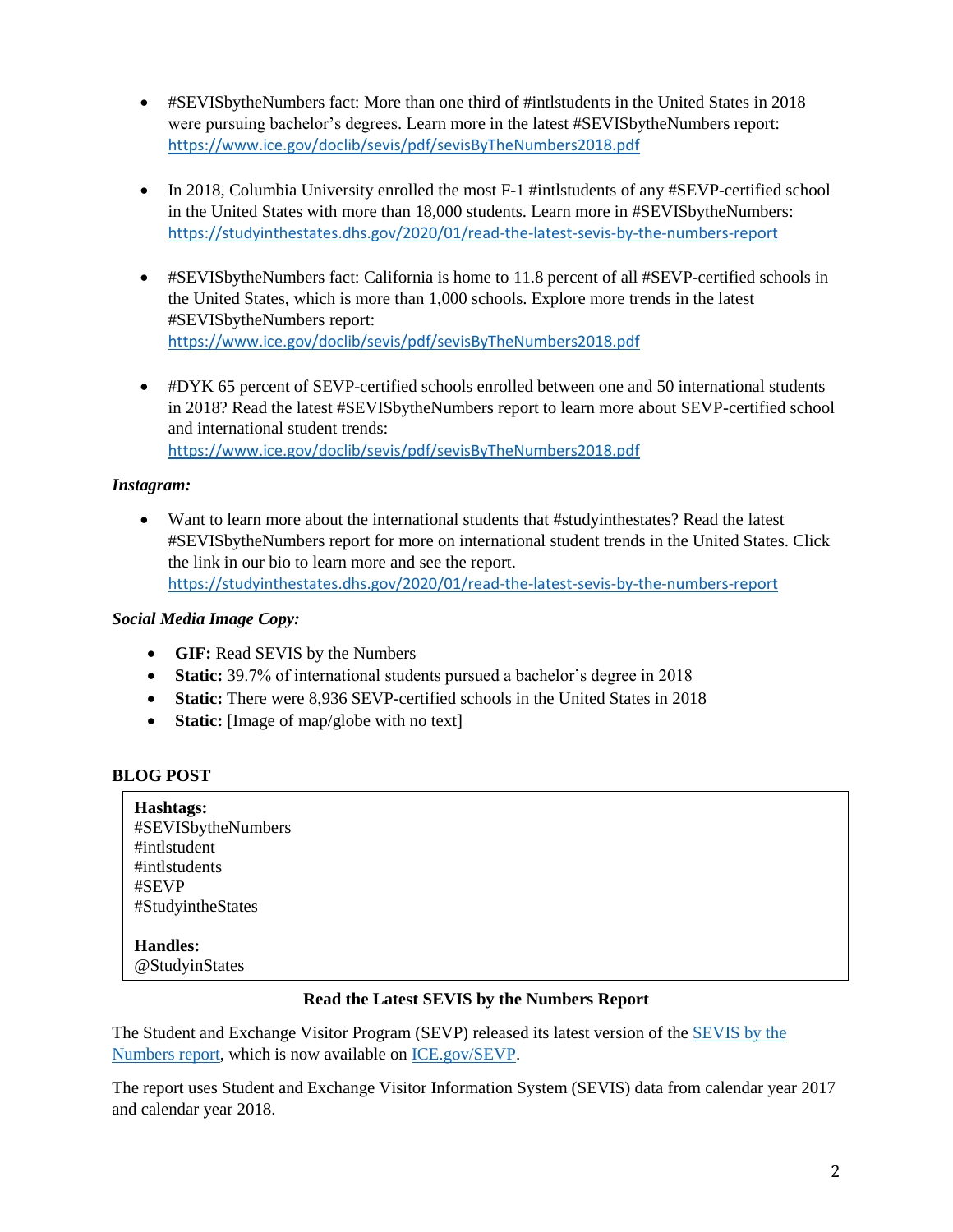- #SEVISbytheNumbers fact: More than one third of #intlstudents in the United States in 2018 were pursuing bachelor's degrees. Learn more in the latest #SEVISbytheNumbers report: https://www.ice.gov/doclib/sevis/pdf/sevisByTheNumbers2018.pdf

- In 2018, Columbia University enrolled the most F-1 #intlstudents of any #SEVP-certified school in the United States with more than 18,000 students. Learn more in #SEVISbytheNumbers: https://studyinthestates.dhs.gov/2020/01/read-the-latest-sevis-by-the-numbers-report

- #SEVISbytheNumbers fact: California is home to 11.8 percent of all #SEVP-certified schools in the United States, which is more than 1,000 schools. Explore more trends in the latest #SEVISbytheNumbers report: https://www.ice.gov/doclib/sevis/pdf/sevisByTheNumbers2018.pdf

- #DYK 65 percent of SEVP-certified schools enrolled between one and 50 international students in 2018? Read the latest #SEVISbytheNumbers report to learn more about SEVP-certified school and international student trends: https://www.ice.gov/doclib/sevis/pdf/sevisByTheNumbers2018.pdf

***Instagram:***

- Want to learn more about the international students that #studyinthestates? Read the latest #SEVISbytheNumbers report for more on international student trends in the United States. Click the link in our bio to learn more and see the report. https://studyinthestates.dhs.gov/2020/01/read-the-latest-sevis-by-the-numbers-report

***Social Media Image Copy:***

- **GIF:** Read SEVIS by the Numbers
- **Static:** 39.7% of international students pursued a bachelor's degree in 2018
- **Static:** There were 8,936 SEVP-certified schools in the United States in 2018
- **Static:** [Image of map/globe with no text]

**BLOG POST**

**Hashtags:**
#SEVISbytheNumbers
#intlstudent
#intlstudents
#SEVP
#StudyintheStates

**Handles:**
@StudyinStates

**Read the Latest SEVIS by the Numbers Report**

The Student and Exchange Visitor Program (SEVP) released its latest version of the SEVIS by the Numbers report, which is now available on ICE.gov/SEVP.

The report uses Student and Exchange Visitor Information System (SEVIS) data from calendar year 2017 and calendar year 2018.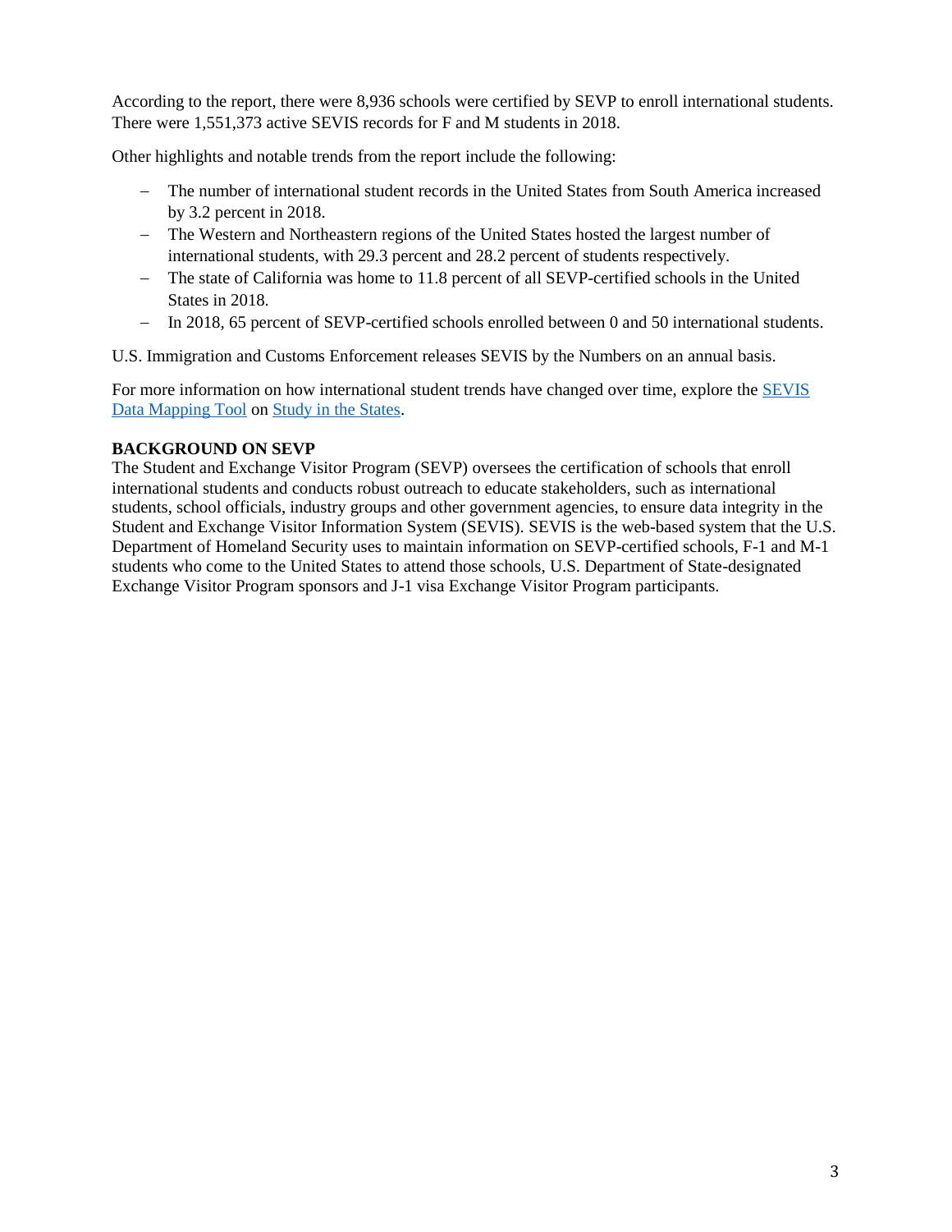According to the report, there were 8,936 schools were certified by SEVP to enroll international students. There were 1,551,373 active SEVIS records for F and M students in 2018.

Other highlights and notable trends from the report include the following:

- The number of international student records in the United States from South America increased by 3.2 percent in 2018.
- The Western and Northeastern regions of the United States hosted the largest number of international students, with 29.3 percent and 28.2 percent of students respectively.
- The state of California was home to 11.8 percent of all SEVP-certified schools in the United States in 2018.
- In 2018, 65 percent of SEVP-certified schools enrolled between 0 and 50 international students.

U.S. Immigration and Customs Enforcement releases SEVIS by the Numbers on an annual basis.

For more information on how international student trends have changed over time, explore the SEVIS Data Mapping Tool on Study in the States.

**BACKGROUND ON SEVP**

The Student and Exchange Visitor Program (SEVP) oversees the certification of schools that enroll international students and conducts robust outreach to educate stakeholders, such as international students, school officials, industry groups and other government agencies, to ensure data integrity in the Student and Exchange Visitor Information System (SEVIS). SEVIS is the web-based system that the U.S. Department of Homeland Security uses to maintain information on SEVP-certified schools, F-1 and M-1 students who come to the United States to attend those schools, U.S. Department of State-designated Exchange Visitor Program sponsors and J-1 visa Exchange Visitor Program participants.